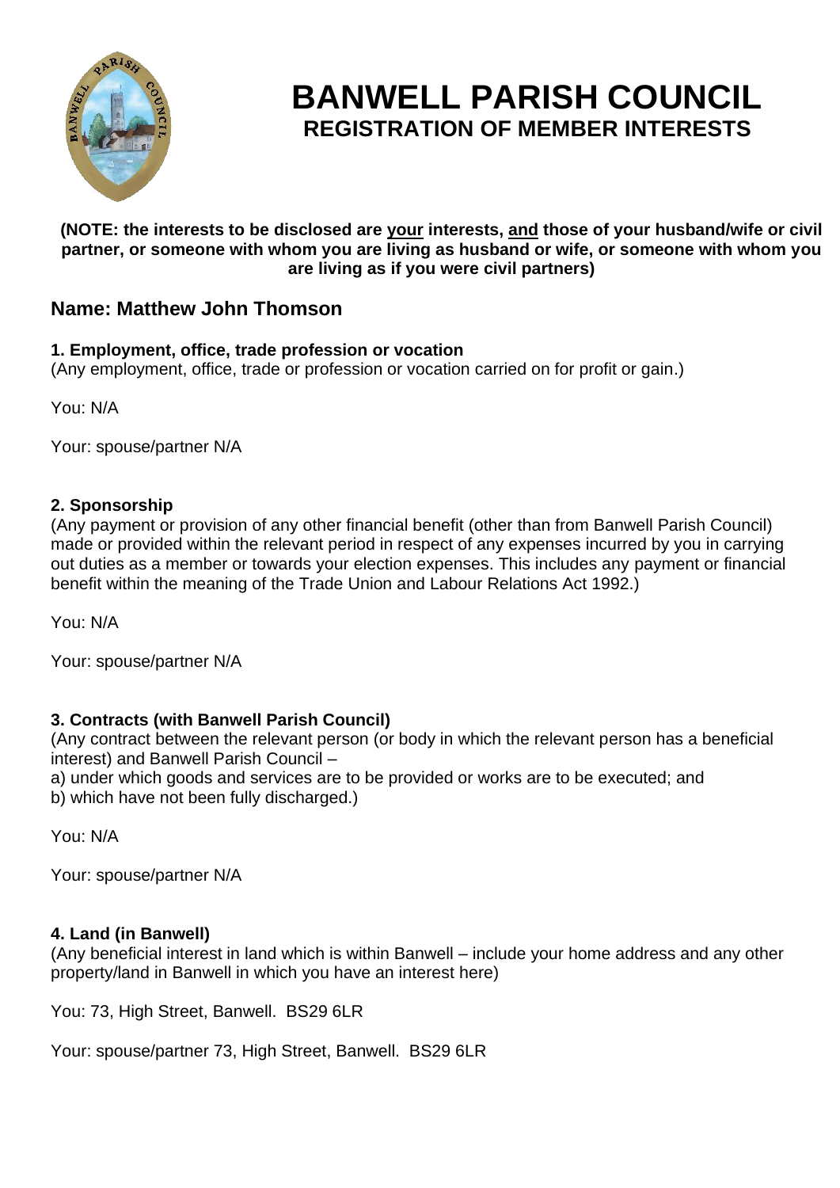# BANWELL PARISH COUNCIL

## REGISTRATION OF MEMBER INTERESTS

**(NOTE: the interests to be disclosed are <u>your</u> interests, <u>and</u> those of your husband/wife or civil partner, or someone with whom you are living as husband or wife, or someone with whom you are living as if you were civil partners)**

## Name: Matthew John Thomson

### 1. Employment, office, trade profession or vocation

(Any employment, office, trade or profession or vocation carried on for profit or gain.)

You: N/A

Your: spouse/partner N/A

### 2. Sponsorship

(Any payment or provision of any other financial benefit (other than from Banwell Parish Council) made or provided within the relevant period in respect of any expenses incurred by you in carrying out duties as a member or towards your election expenses. This includes any payment or financial benefit within the meaning of the Trade Union and Labour Relations Act 1992.)

You: N/A

Your: spouse/partner N/A

### 3. Contracts (with Banwell Parish Council)

(Any contract between the relevant person (or body in which the relevant person has a beneficial interest) and Banwell Parish Council –
a) under which goods and services are to be provided or works are to be executed; and
b) which have not been fully discharged.)

You: N/A

Your: spouse/partner N/A

### 4. Land (in Banwell)

(Any beneficial interest in land which is within Banwell – include your home address and any other property/land in Banwell in which you have an interest here)

You: 73, High Street, Banwell. BS29 6LR

Your: spouse/partner 73, High Street, Banwell. BS29 6LR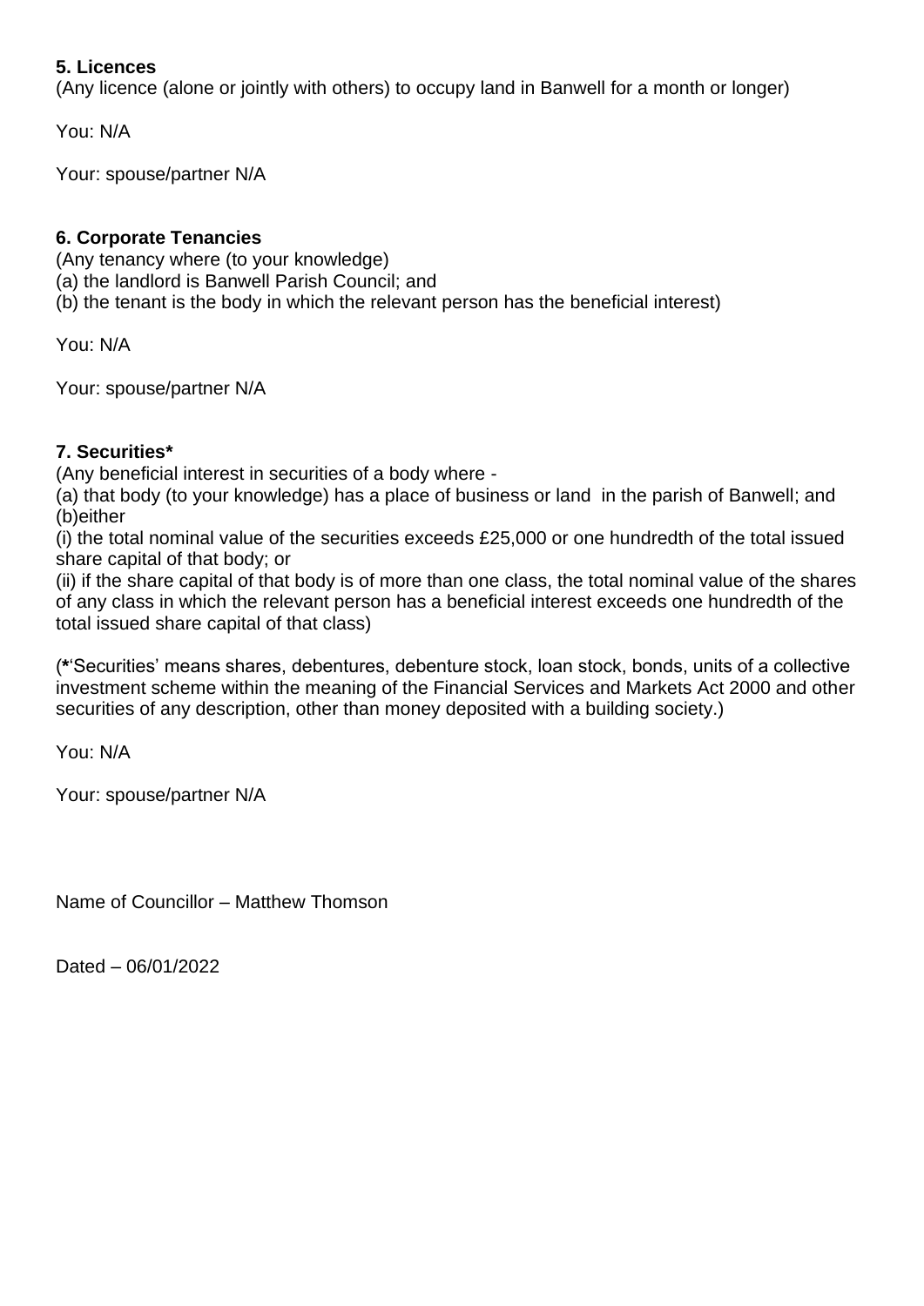**5. Licences**
(Any licence (alone or jointly with others) to occupy land in Banwell for a month or longer)

You: N/A

Your: spouse/partner N/A

**6. Corporate Tenancies**
(Any tenancy where (to your knowledge)
(a) the landlord is Banwell Parish Council; and
(b) the tenant is the body in which the relevant person has the beneficial interest)

You: N/A

Your: spouse/partner N/A

**7. Securities***
(Any beneficial interest in securities of a body where -
(a) that body (to your knowledge) has a place of business or land in the parish of Banwell; and
(b)either
(i) the total nominal value of the securities exceeds £25,000 or one hundredth of the total issued share capital of that body; or
(ii) if the share capital of that body is of more than one class, the total nominal value of the shares of any class in which the relevant person has a beneficial interest exceeds one hundredth of the total issued share capital of that class)

(**\***'Securities' means shares, debentures, debenture stock, loan stock, bonds, units of a collective investment scheme within the meaning of the Financial Services and Markets Act 2000 and other securities of any description, other than money deposited with a building society.)

You: N/A

Your: spouse/partner N/A

Name of Councillor – Matthew Thomson

Dated – 06/01/2022